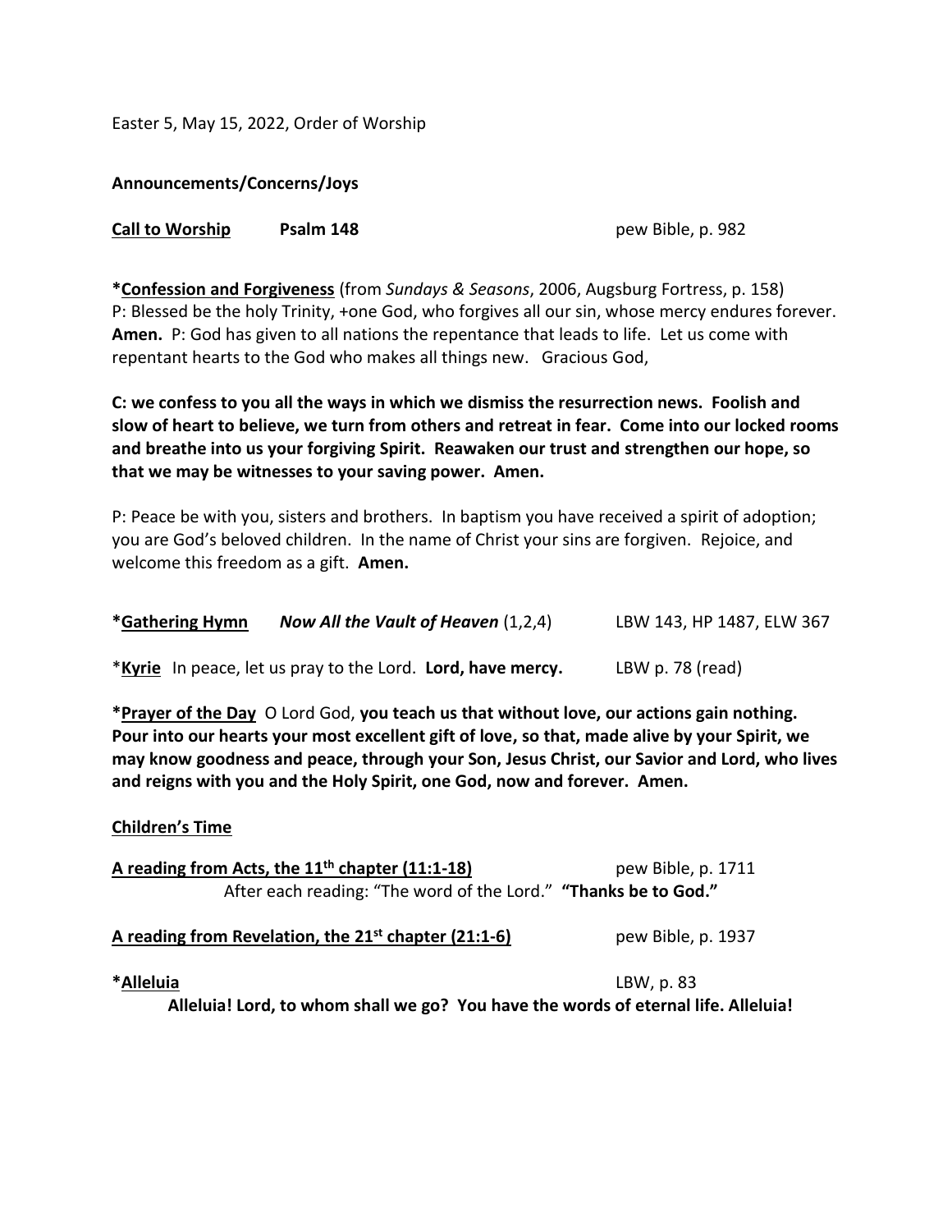Easter 5, May 15, 2022, Order of Worship

**Announcements/Concerns/Joys**

**Call to Worship** **Psalm 148** pew Bible, p. 982

***Confession and Forgiveness** (from *Sundays & Seasons*, 2006, Augsburg Fortress, p. 158)
P: Blessed be the holy Trinity, +one God, who forgives all our sin, whose mercy endures forever. **Amen.** P: God has given to all nations the repentance that leads to life. Let us come with repentant hearts to the God who makes all things new. Gracious God,

**C: we confess to you all the ways in which we dismiss the resurrection news. Foolish and slow of heart to believe, we turn from others and retreat in fear. Come into our locked rooms and breathe into us your forgiving Spirit. Reawaken our trust and strengthen our hope, so that we may be witnesses to your saving power. Amen.**

P: Peace be with you, sisters and brothers. In baptism you have received a spirit of adoption; you are God's beloved children. In the name of Christ your sins are forgiven. Rejoice, and welcome this freedom as a gift. **Amen.**

***Gathering Hymn** ***Now All the Vault of Heaven*** (1,2,4) LBW 143, HP 1487, ELW 367

***Kyrie** In peace, let us pray to the Lord. **Lord, have mercy.** LBW p. 78 (read)

***Prayer of the Day** O Lord God, **you teach us that without love, our actions gain nothing. Pour into our hearts your most excellent gift of love, so that, made alive by your Spirit, we may know goodness and peace, through your Son, Jesus Christ, our Savior and Lord, who lives and reigns with you and the Holy Spirit, one God, now and forever. Amen.**

**Children's Time**

**A reading from Acts, the 11th chapter (11:1-18)** pew Bible, p. 1711
After each reading: "The word of the Lord." **"Thanks be to God."**

**A reading from Revelation, the 21st chapter (21:1-6)** pew Bible, p. 1937

***Alleluia** LBW, p. 83
**Alleluia! Lord, to whom shall we go? You have the words of eternal life. Alleluia!**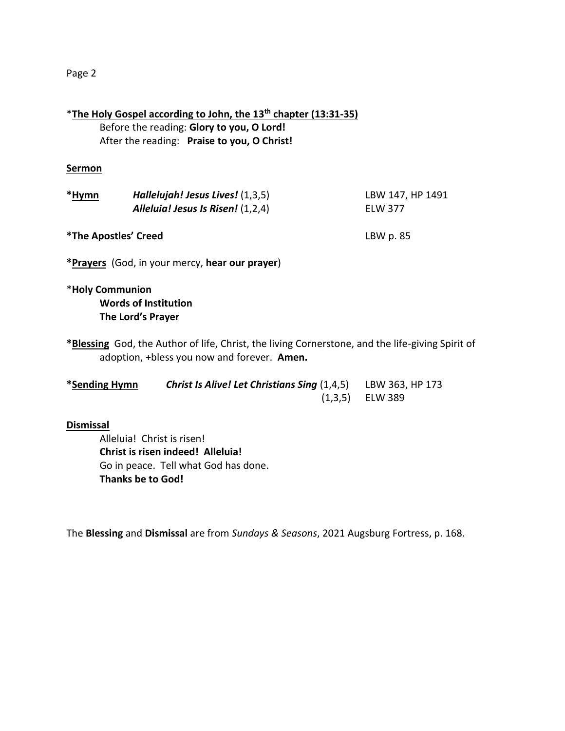*<u>**The Holy Gospel according to John, the 13th chapter (13:31-35)**</u>
Before the reading: **Glory to you, O Lord!**
After the reading: **Praise to you, O Christ!**

<u>**Sermon**</u>

| | | |
|---|---|---|
| **\*<u>Hymn</u>** | ***Hallelujah! Jesus Lives!*** (1,3,5) | LBW 147, HP 1491 |
| | ***Alleluia! Jesus Is Risen!*** (1,2,4) | ELW 377 |

**\*<u>The Apostles' Creed</u>** LBW p. 85

**\*<u>Prayers</u>** (God, in your mercy, **hear our prayer**)

\***Holy Communion**
**Words of Institution**
**The Lord's Prayer**

**\*<u>Blessing</u>** God, the Author of life, Christ, the living Cornerstone, and the life-giving Spirit of adoption, +bless you now and forever. **Amen.**

| | | |
|---|---|---|
| **\*<u>Sending Hymn</u>** | ***Christ Is Alive! Let Christians Sing*** (1,4,5) | LBW 363, HP 173 |
| | (1,3,5) | ELW 389 |

<u>**Dismissal**</u>
Alleluia! Christ is risen!
**Christ is risen indeed! Alleluia!**
Go in peace. Tell what God has done.
**Thanks be to God!**

The **Blessing** and **Dismissal** are from *Sundays & Seasons*, 2021 Augsburg Fortress, p. 168.